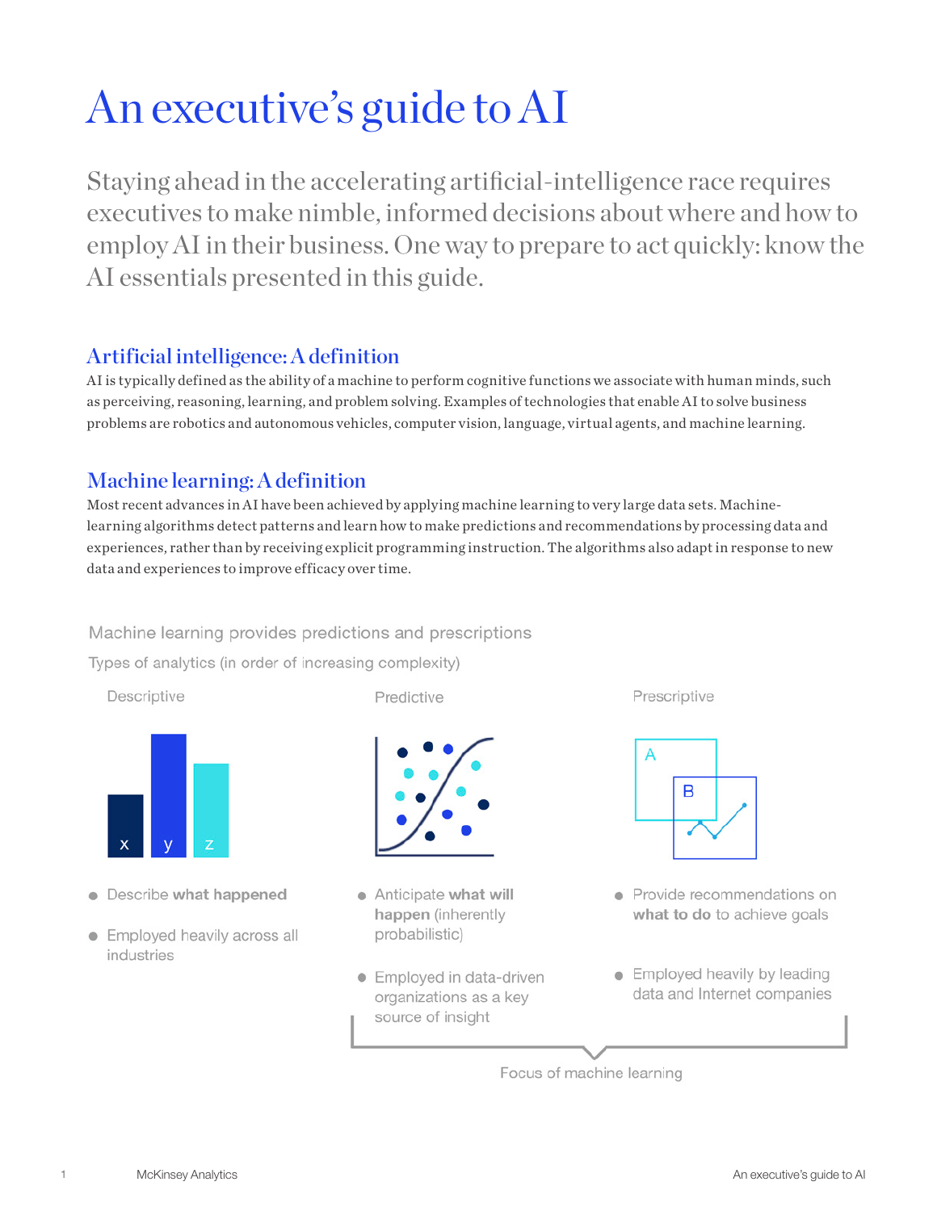# An executive's guide to AI

Staying ahead in the accelerating artificial-intelligence race requires executives to make nimble, informed decisions about where and how to employ AI in their business. One way to prepare to act quickly: know the AI essentials presented in this guide.

## Artificial intelligence: A definition

AI is typically defined as the ability of a machine to perform cognitive functions we associate with human minds, such as perceiving, reasoning, learning, and problem solving. Examples of technologies that enable AI to solve business problems are robotics and autonomous vehicles, computer vision, language, virtual agents, and machine learning.

## Machine learning: A definition

Most recent advances in AI have been achieved by applying machine learning to very large data sets. Machine-learning algorithms detect patterns and learn how to make predictions and recommendations by processing data and experiences, rather than by receiving explicit programming instruction. The algorithms also adapt in response to new data and experiences to improve efficacy over time.

Machine learning provides predictions and prescriptions

Types of analytics (in order of increasing complexity)

**Descriptive**

- Describe **what happened**
- Employed heavily across all industries

**Predictive**

- Anticipate **what will happen** (inherently probabilistic)
- Employed in data-driven organizations as a key source of insight

**Prescriptive**

- Provide recommendations on **what to do** to achieve goals
- Employed heavily by leading data and Internet companies

Focus of machine learning (Predictive and Prescriptive)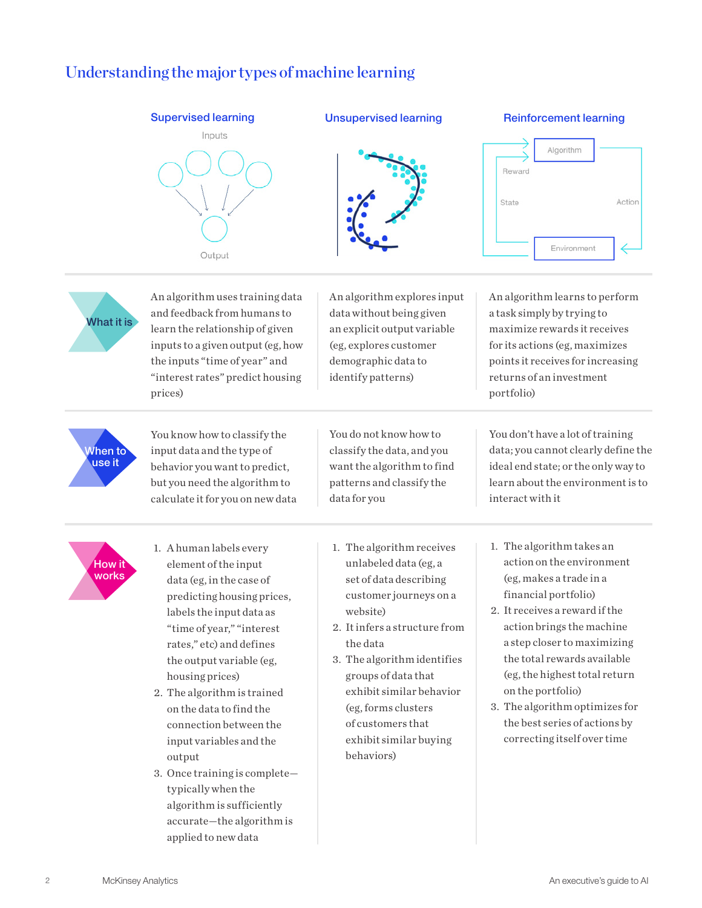## Understanding the major types of machine learning

| | Supervised learning | Unsupervised learning | Reinforcement learning |
|---|---|---|---|
| **What it is** | An algorithm uses training data and feedback from humans to learn the relationship of given inputs to a given output (eg, how the inputs "time of year" and "interest rates" predict housing prices) | An algorithm explores input data without being given an explicit output variable (eg, explores customer demographic data to identify patterns) | An algorithm learns to perform a task simply by trying to maximize rewards it receives for its actions (eg, maximizes points it receives for increasing returns of an investment portfolio) |
| **When to use it** | You know how to classify the input data and the type of behavior you want to predict, but you need the algorithm to calculate it for you on new data | You do not know how to classify the data, and you want the algorithm to find patterns and classify the data for you | You don't have a lot of training data; you cannot clearly define the ideal end state; or the only way to learn about the environment is to interact with it |
| **How it works** | 1. A human labels every element of the input data (eg, in the case of predicting housing prices, labels the input data as "time of year," "interest rates," etc) and defines the output variable (eg, housing prices)<br>2. The algorithm is trained on the data to find the connection between the input variables and the output<br>3. Once training is complete—typically when the algorithm is sufficiently accurate—the algorithm is applied to new data | 1. The algorithm receives unlabeled data (eg, a set of data describing customer journeys on a website)<br>2. It infers a structure from the data<br>3. The algorithm identifies groups of data that exhibit similar behavior (eg, forms clusters of customers that exhibit similar buying behaviors) | 1. The algorithm takes an action on the environment (eg, makes a trade in a financial portfolio)<br>2. It receives a reward if the action brings the machine a step closer to maximizing the total rewards available (eg, the highest total return on the portfolio)<br>3. The algorithm optimizes for the best series of actions by correcting itself over time |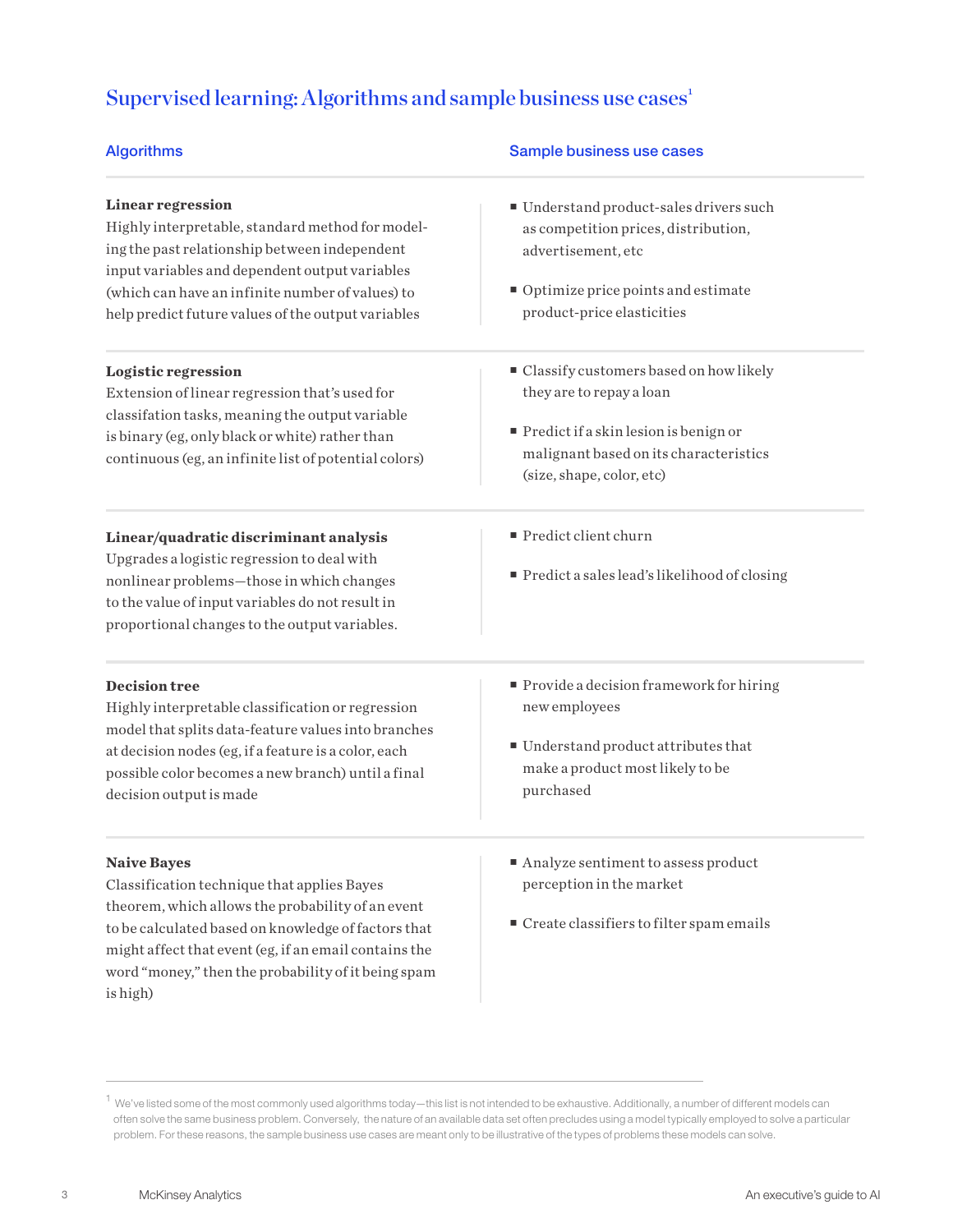## Supervised learning: Algorithms and sample business use cases[1]

| Algorithms | Sample business use cases |
|---|---|
| **Linear regression**<br>Highly interpretable, standard method for modeling the past relationship between independent input variables and dependent output variables (which can have an infinite number of values) to help predict future values of the output variables | ▪ Understand product-sales drivers such as competition prices, distribution, advertisement, etc<br>▪ Optimize price points and estimate product-price elasticities |
| **Logistic regression**<br>Extension of linear regression that's used for classification tasks, meaning the output variable is binary (eg, only black or white) rather than continuous (eg, an infinite list of potential colors) | ▪ Classify customers based on how likely they are to repay a loan<br>▪ Predict if a skin lesion is benign or malignant based on its characteristics (size, shape, color, etc) |
| **Linear/quadratic discriminant analysis**<br>Upgrades a logistic regression to deal with nonlinear problems—those in which changes to the value of input variables do not result in proportional changes to the output variables. | ▪ Predict client churn<br>▪ Predict a sales lead's likelihood of closing |
| **Decision tree**<br>Highly interpretable classification or regression model that splits data-feature values into branches at decision nodes (eg, if a feature is a color, each possible color becomes a new branch) until a final decision output is made | ▪ Provide a decision framework for hiring new employees<br>▪ Understand product attributes that make a product most likely to be purchased |
| **Naive Bayes**<br>Classification technique that applies Bayes theorem, which allows the probability of an event to be calculated based on knowledge of factors that might affect that event (eg, if an email contains the word "money," then the probability of it being spam is high) | ▪ Analyze sentiment to assess product perception in the market<br>▪ Create classifiers to filter spam emails |

[1] We've listed some of the most commonly used algorithms today—this list is not intended to be exhaustive. Additionally, a number of different models can often solve the same business problem. Conversely, the nature of an available data set often precludes using a model typically employed to solve a particular problem. For these reasons, the sample business use cases are meant only to be illustrative of the types of problems these models can solve.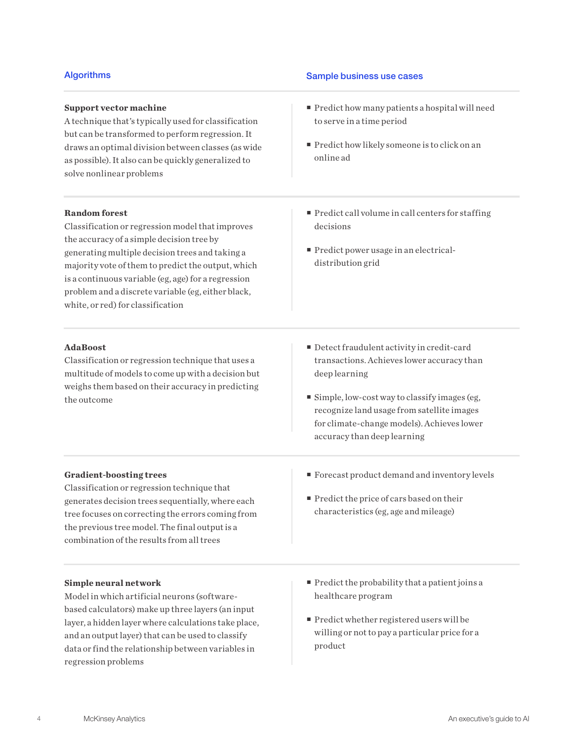| Algorithms | Sample business use cases |
| --- | --- |
| **Support vector machine**<br>A technique that's typically used for classification but can be transformed to perform regression. It draws an optimal division between classes (as wide as possible). It also can be quickly generalized to solve nonlinear problems | ▪ Predict how many patients a hospital will need to serve in a time period<br>▪ Predict how likely someone is to click on an online ad |
| **Random forest**<br>Classification or regression model that improves the accuracy of a simple decision tree by generating multiple decision trees and taking a majority vote of them to predict the output, which is a continuous variable (eg, age) for a regression problem and a discrete variable (eg, either black, white, or red) for classification | ▪ Predict call volume in call centers for staffing decisions<br>▪ Predict power usage in an electrical-distribution grid |
| **AdaBoost**<br>Classification or regression technique that uses a multitude of models to come up with a decision but weighs them based on their accuracy in predicting the outcome | ▪ Detect fraudulent activity in credit-card transactions. Achieves lower accuracy than deep learning<br>▪ Simple, low-cost way to classify images (eg, recognize land usage from satellite images for climate-change models). Achieves lower accuracy than deep learning |
| **Gradient-boosting trees**<br>Classification or regression technique that generates decision trees sequentially, where each tree focuses on correcting the errors coming from the previous tree model. The final output is a combination of the results from all trees | ▪ Forecast product demand and inventory levels<br>▪ Predict the price of cars based on their characteristics (eg, age and mileage) |
| **Simple neural network**<br>Model in which artificial neurons (software-based calculators) make up three layers (an input layer, a hidden layer where calculations take place, and an output layer) that can be used to classify data or find the relationship between variables in regression problems | ▪ Predict the probability that a patient joins a healthcare program<br>▪ Predict whether registered users will be willing or not to pay a particular price for a product |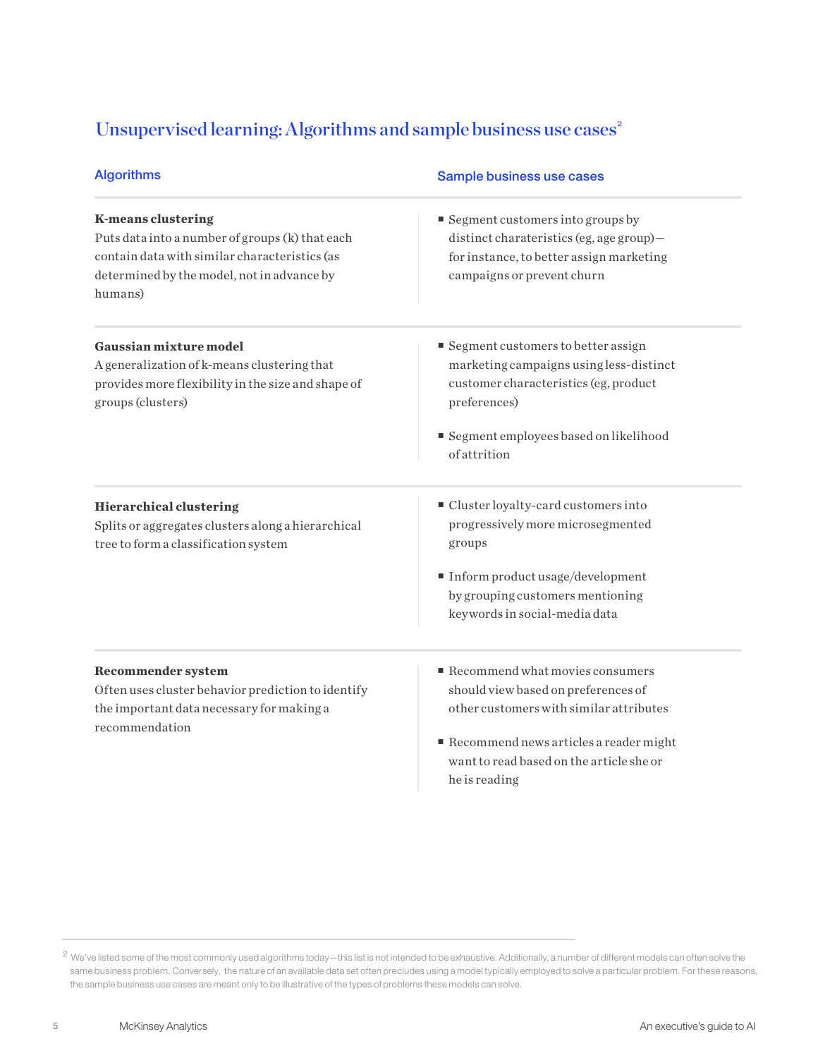## Unsupervised learning: Algorithms and sample business use cases[2]

| Algorithms | Sample business use cases |
|---|---|
| **K-means clustering**<br>Puts data into a number of groups (k) that each contain data with similar characteristics (as determined by the model, not in advance by humans) | ▪ Segment customers into groups by distinct charateristics (eg, age group)—for instance, to better assign marketing campaigns or prevent churn |
| **Gaussian mixture model**<br>A generalization of k-means clustering that provides more flexibility in the size and shape of groups (clusters) | ▪ Segment customers to better assign marketing campaigns using less-distinct customer characteristics (eg, product preferences)<br>▪ Segment employees based on likelihood of attrition |
| **Hierarchical clustering**<br>Splits or aggregates clusters along a hierarchical tree to form a classification system | ▪ Cluster loyalty-card customers into progressively more microsegmented groups<br>▪ Inform product usage/development by grouping customers mentioning keywords in social-media data |
| **Recommender system**<br>Often uses cluster behavior prediction to identify the important data necessary for making a recommendation | ▪ Recommend what movies consumers should view based on preferences of other customers with similar attributes<br>▪ Recommend news articles a reader might want to read based on the article she or he is reading |

[2] We've listed some of the most commonly used algorithms today—this list is not intended to be exhaustive. Additionally, a number of different models can often solve the same business problem. Conversely, the nature of an available data set often precludes using a model typically employed to solve a particular problem. For these reasons, the sample business use cases are meant only to be illustrative of the types of problems these models can solve.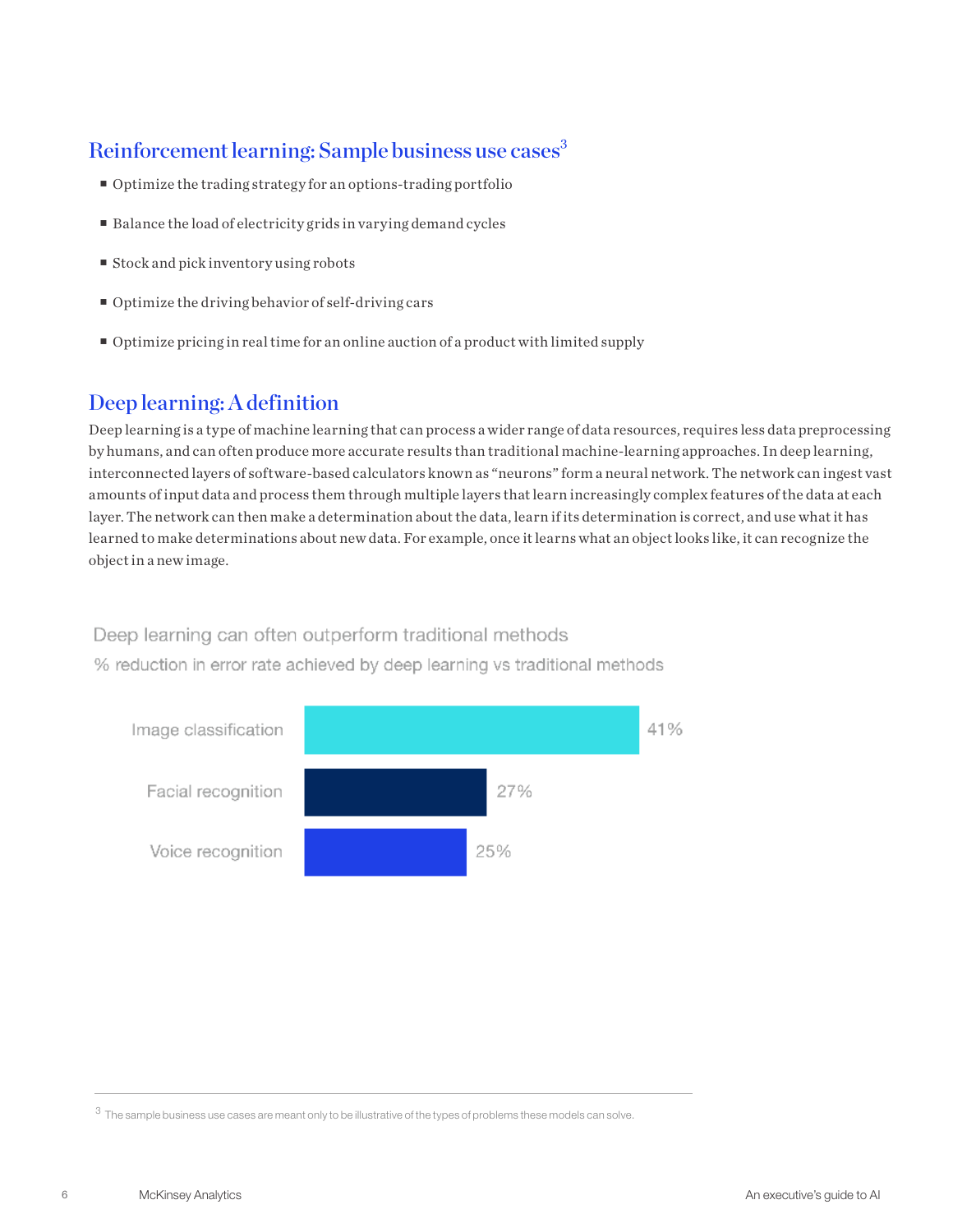## Reinforcement learning: Sample business use cases[3]

- Optimize the trading strategy for an options-trading portfolio
- Balance the load of electricity grids in varying demand cycles
- Stock and pick inventory using robots
- Optimize the driving behavior of self-driving cars
- Optimize pricing in real time for an online auction of a product with limited supply

## Deep learning: A definition

Deep learning is a type of machine learning that can process a wider range of data resources, requires less data preprocessing by humans, and can often produce more accurate results than traditional machine-learning approaches. In deep learning, interconnected layers of software-based calculators known as "neurons" form a neural network. The network can ingest vast amounts of input data and process them through multiple layers that learn increasingly complex features of the data at each layer. The network can then make a determination about the data, learn if its determination is correct, and use what it has learned to make determinations about new data. For example, once it learns what an object looks like, it can recognize the object in a new image.

Deep learning can often outperform traditional methods

% reduction in error rate achieved by deep learning vs traditional methods

| Task | % reduction in error rate |
| --- | --- |
| Image classification | 41% |
| Facial recognition | 27% |
| Voice recognition | 25% |

[3] The sample business use cases are meant only to be illustrative of the types of problems these models can solve.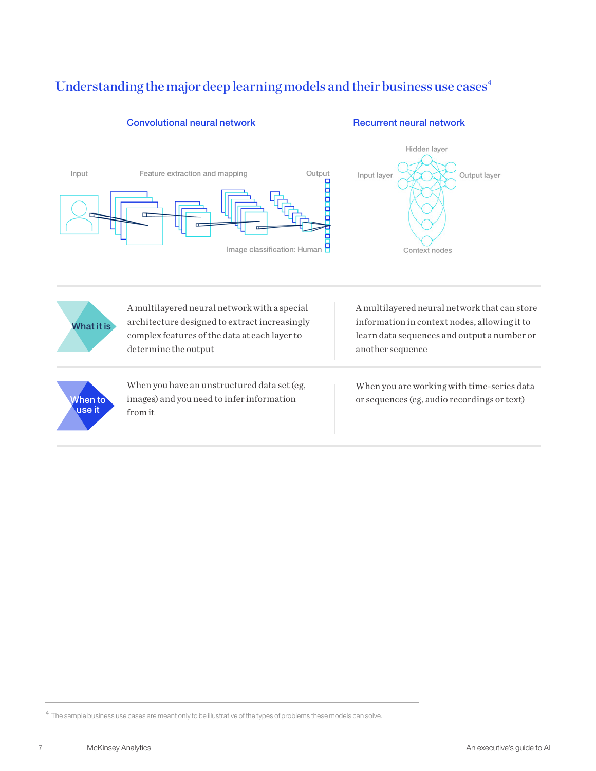## Understanding the major deep learning models and their business use cases[4]

| | Convolutional neural network | Recurrent neural network |
|---|---|---|
| What it is | A multilayered neural network with a special architecture designed to extract increasingly complex features of the data at each layer to determine the output | A multilayered neural network that can store information in context nodes, allowing it to learn data sequences and output a number or another sequence |
| When to use it | When you have an unstructured data set (eg, images) and you need to infer information from it | When you are working with time-series data or sequences (eg, audio recordings or text) |

[4] The sample business use cases are meant only to be illustrative of the types of problems these models can solve.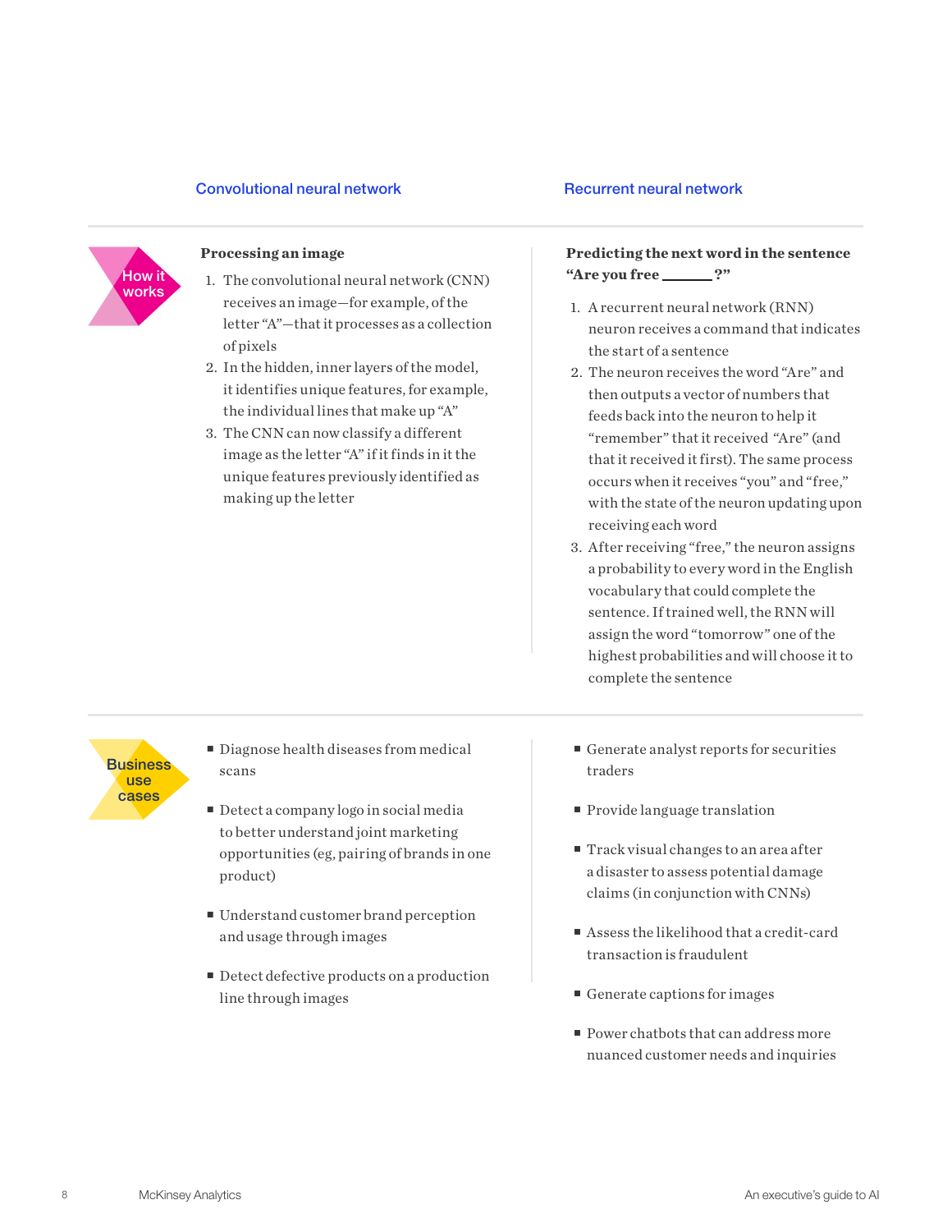## Convolutional neural network

### How it works

**Processing an image**

1. The convolutional neural network (CNN) receives an image—for example, of the letter "A"—that it processes as a collection of pixels
2. In the hidden, inner layers of the model, it identifies unique features, for example, the individual lines that make up "A"
3. The CNN can now classify a different image as the letter "A" if it finds in it the unique features previously identified as making up the letter

### Business use cases

- Diagnose health diseases from medical scans
- Detect a company logo in social media to better understand joint marketing opportunities (eg, pairing of brands in one product)
- Understand customer brand perception and usage through images
- Detect defective products on a production line through images

## Recurrent neural network

### How it works

**Predicting the next word in the sentence "Are you free _______?"**

1. A recurrent neural network (RNN) neuron receives a command that indicates the start of a sentence
2. The neuron receives the word "Are" and then outputs a vector of numbers that feeds back into the neuron to help it "remember" that it received "Are" (and that it received it first). The same process occurs when it receives "you" and "free," with the state of the neuron updating upon receiving each word
3. After receiving "free," the neuron assigns a probability to every word in the English vocabulary that could complete the sentence. If trained well, the RNN will assign the word "tomorrow" one of the highest probabilities and will choose it to complete the sentence

### Business use cases

- Generate analyst reports for securities traders
- Provide language translation
- Track visual changes to an area after a disaster to assess potential damage claims (in conjunction with CNNs)
- Assess the likelihood that a credit-card transaction is fraudulent
- Generate captions for images
- Power chatbots that can address more nuanced customer needs and inquiries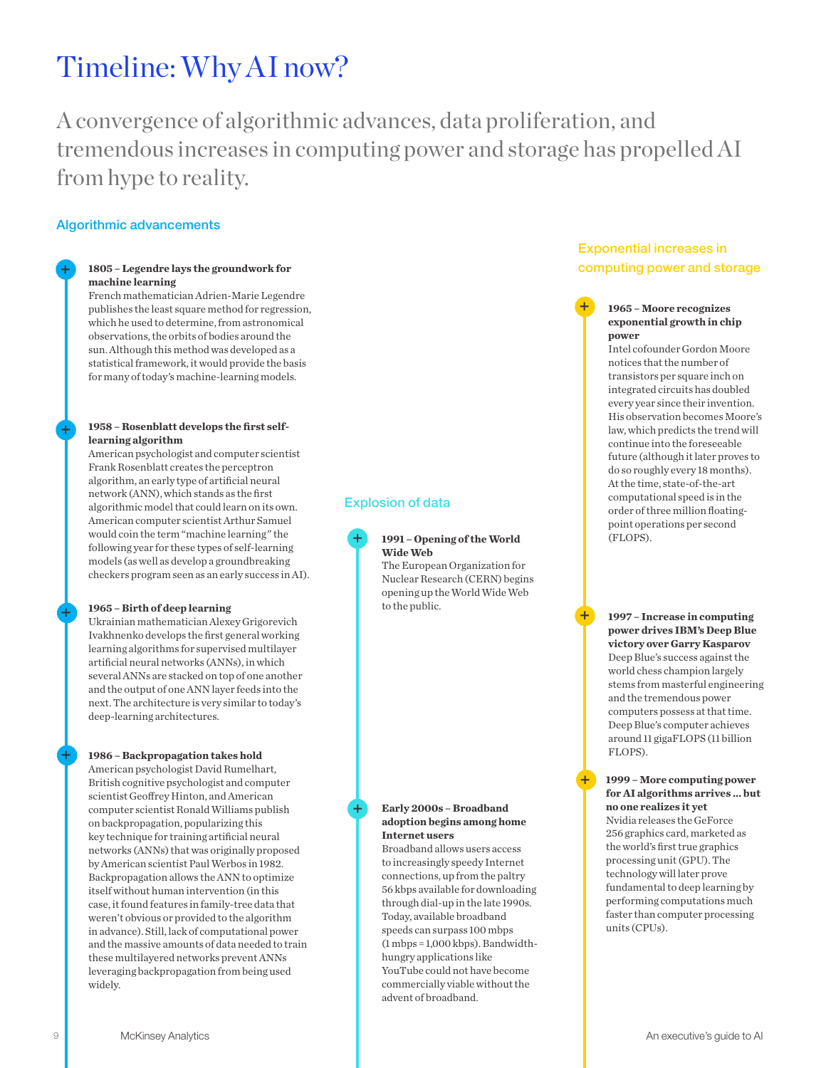# Timeline: Why AI now?

A convergence of algorithmic advances, data proliferation, and tremendous increases in computing power and storage has propelled AI from hype to reality.

## Algorithmic advancements

**1805 – Legendre lays the groundwork for machine learning**
French mathematician Adrien-Marie Legendre publishes the least square method for regression, which he used to determine, from astronomical observations, the orbits of bodies around the sun. Although this method was developed as a statistical framework, it would provide the basis for many of today's machine-learning models.

**1958 – Rosenblatt develops the first self-learning algorithm**
American psychologist and computer scientist Frank Rosenblatt creates the perceptron algorithm, an early type of artificial neural network (ANN), which stands as the first algorithmic model that could learn on its own. American computer scientist Arthur Samuel would coin the term "machine learning" the following year for these types of self-learning models (as well as develop a groundbreaking checkers program seen as an early success in AI).

**1965 – Birth of deep learning**
Ukrainian mathematician Alexey Grigorevich Ivakhnenko develops the first general working learning algorithms for supervised multilayer artificial neural networks (ANNs), in which several ANNs are stacked on top of one another and the output of one ANN layer feeds into the next. The architecture is very similar to today's deep-learning architectures.

**1986 – Backpropagation takes hold**
American psychologist David Rumelhart, British cognitive psychologist and computer scientist Geoffrey Hinton, and American computer scientist Ronald Williams publish on backpropagation, popularizing this key technique for training artificial neural networks (ANNs) that was originally proposed by American scientist Paul Werbos in 1982. Backpropagation allows the ANN to optimize itself without human intervention (in this case, it found features in family-tree data that weren't obvious or provided to the algorithm in advance). Still, lack of computational power and the massive amounts of data needed to train these multilayered networks prevent ANNs leveraging backpropagation from being used widely.

## Explosion of data

**1991 – Opening of the World Wide Web**
The European Organization for Nuclear Research (CERN) begins opening up the World Wide Web to the public.

**Early 2000s – Broadband adoption begins among home Internet users**
Broadband allows users access to increasingly speedy Internet connections, up from the paltry 56 kbps available for downloading through dial-up in the late 1990s. Today, available broadband speeds can surpass 100 mbps (1 mbps = 1,000 kbps). Bandwidth-hungry applications like YouTube could not have become commercially viable without the advent of broadband.

## Exponential increases in computing power and storage

**1965 – Moore recognizes exponential growth in chip power**
Intel cofounder Gordon Moore notices that the number of transistors per square inch on integrated circuits has doubled every year since their invention. His observation becomes Moore's law, which predicts the trend will continue into the foreseeable future (although it later proves to do so roughly every 18 months). At the time, state-of-the-art computational speed is in the order of three million floating-point operations per second (FLOPS).

**1997 – Increase in computing power drives IBM's Deep Blue victory over Garry Kasparov**
Deep Blue's success against the world chess champion largely stems from masterful engineering and the tremendous power computers possess at that time. Deep Blue's computer achieves around 11 gigaFLOPS (11 billion FLOPS).

**1999 – More computing power for AI algorithms arrives … but no one realizes it yet**
Nvidia releases the GeForce 256 graphics card, marketed as the world's first true graphics processing unit (GPU). The technology will later prove fundamental to deep learning by performing computations much faster than computer processing units (CPUs).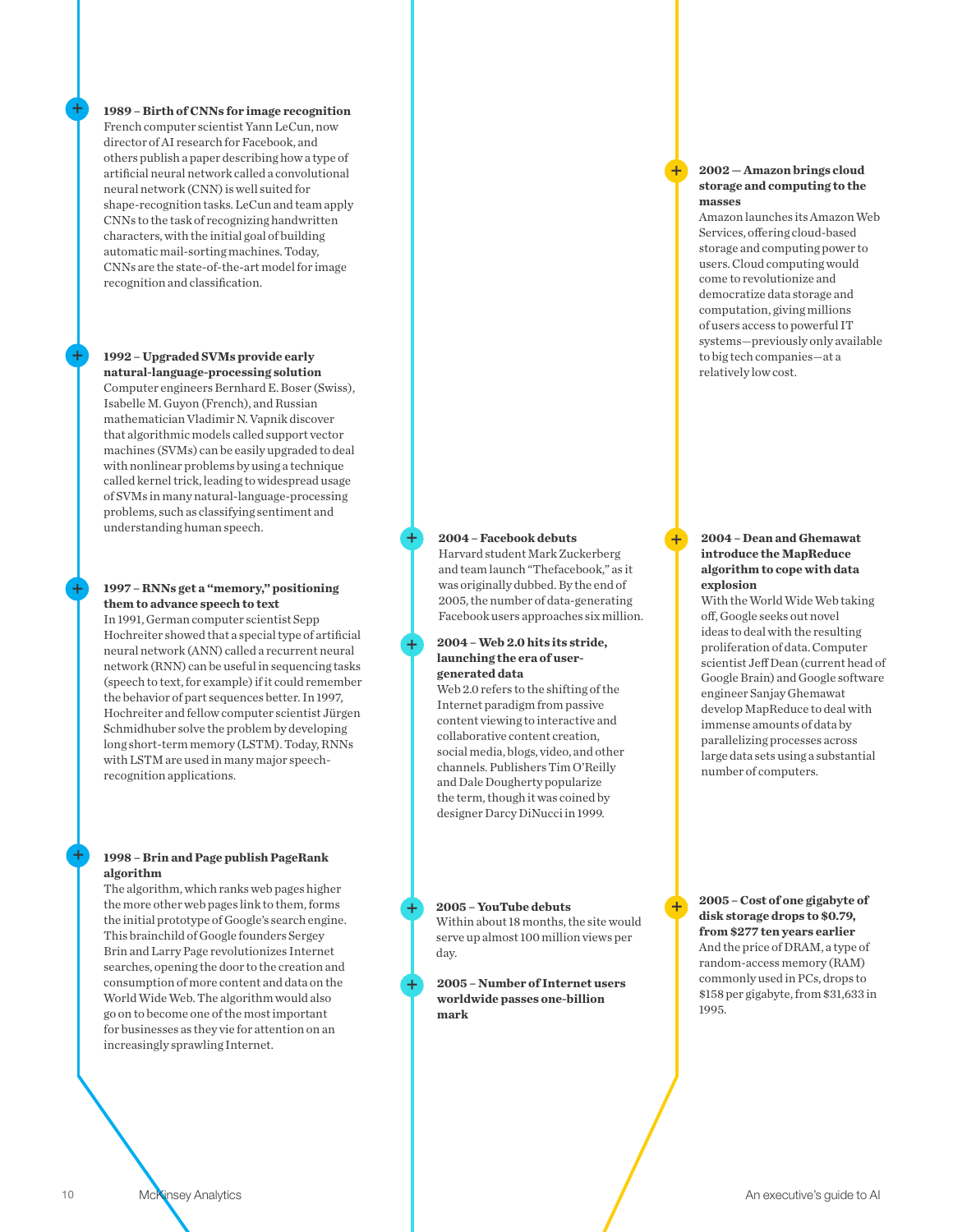**1989 – Birth of CNNs for image recognition**
French computer scientist Yann LeCun, now director of AI research for Facebook, and others publish a paper describing how a type of artificial neural network called a convolutional neural network (CNN) is well suited for shape-recognition tasks. LeCun and team apply CNNs to the task of recognizing handwritten characters, with the initial goal of building automatic mail-sorting machines. Today, CNNs are the state-of-the-art model for image recognition and classification.

**1992 – Upgraded SVMs provide early natural-language-processing solution**
Computer engineers Bernhard E. Boser (Swiss), Isabelle M. Guyon (French), and Russian mathematician Vladimir N. Vapnik discover that algorithmic models called support vector machines (SVMs) can be easily upgraded to deal with nonlinear problems by using a technique called kernel trick, leading to widespread usage of SVMs in many natural-language-processing problems, such as classifying sentiment and understanding human speech.

**1997 – RNNs get a "memory," positioning them to advance speech to text**
In 1991, German computer scientist Sepp Hochreiter showed that a special type of artificial neural network (ANN) called a recurrent neural network (RNN) can be useful in sequencing tasks (speech to text, for example) if it could remember the behavior of part sequences better. In 1997, Hochreiter and fellow computer scientist Jürgen Schmidhuber solve the problem by developing long short-term memory (LSTM). Today, RNNs with LSTM are used in many major speech-recognition applications.

**1998 – Brin and Page publish PageRank algorithm**
The algorithm, which ranks web pages higher the more other web pages link to them, forms the initial prototype of Google's search engine. This brainchild of Google founders Sergey Brin and Larry Page revolutionizes Internet searches, opening the door to the creation and consumption of more content and data on the World Wide Web. The algorithm would also go on to become one of the most important for businesses as they vie for attention on an increasingly sprawling Internet.

**2004 – Facebook debuts**
Harvard student Mark Zuckerberg and team launch "Thefacebook," as it was originally dubbed. By the end of 2005, the number of data-generating Facebook users approaches six million.

**2004 – Web 2.0 hits its stride, launching the era of user-generated data**
Web 2.0 refers to the shifting of the Internet paradigm from passive content viewing to interactive and collaborative content creation, social media, blogs, video, and other channels. Publishers Tim O'Reilly and Dale Dougherty popularize the term, though it was coined by designer Darcy DiNucci in 1999.

**2005 – YouTube debuts**
Within about 18 months, the site would serve up almost 100 million views per day.

**2005 – Number of Internet users worldwide passes one-billion mark**

**2002 — Amazon brings cloud storage and computing to the masses**
Amazon launches its Amazon Web Services, offering cloud-based storage and computing power to users. Cloud computing would come to revolutionize and democratize data storage and computation, giving millions of users access to powerful IT systems—previously only available to big tech companies—at a relatively low cost.

**2004 – Dean and Ghemawat introduce the MapReduce algorithm to cope with data explosion**
With the World Wide Web taking off, Google seeks out novel ideas to deal with the resulting proliferation of data. Computer scientist Jeff Dean (current head of Google Brain) and Google software engineer Sanjay Ghemawat develop MapReduce to deal with immense amounts of data by parallelizing processes across large data sets using a substantial number of computers.

**2005 – Cost of one gigabyte of disk storage drops to $0.79, from $277 ten years earlier**
And the price of DRAM, a type of random-access memory (RAM) commonly used in PCs, drops to $158 per gigabyte, from $31,633 in 1995.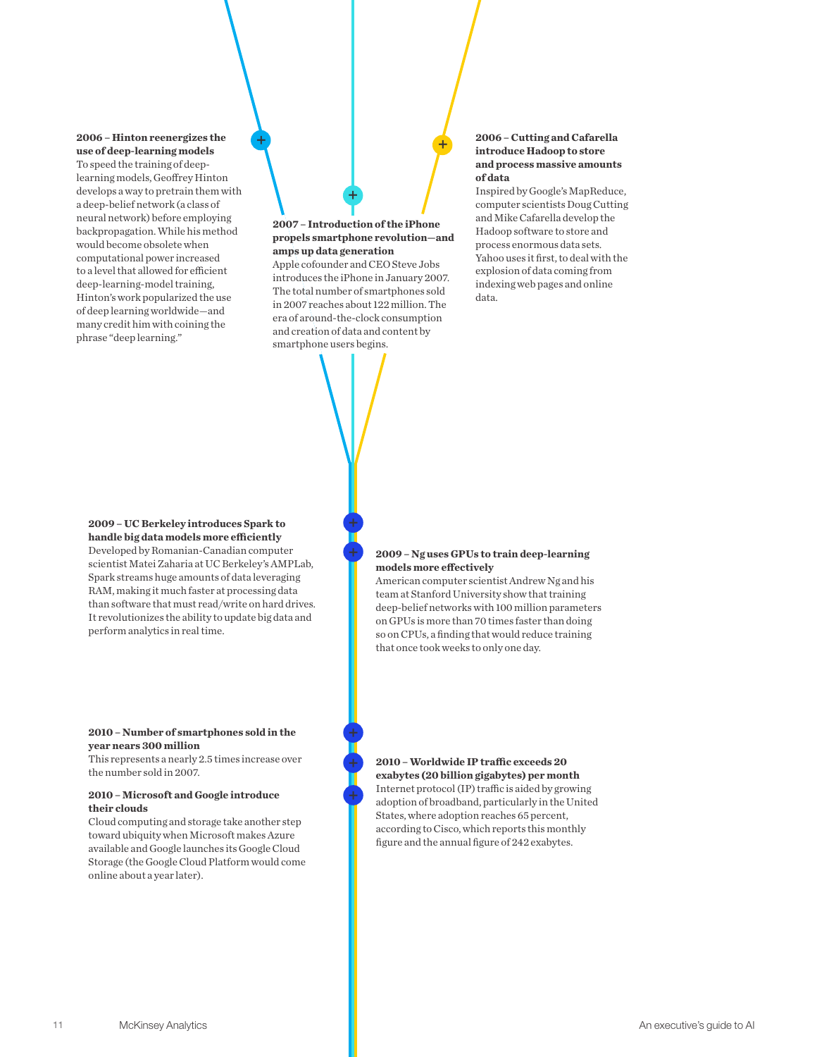**2006 – Hinton reenergizes the use of deep-learning models**
To speed the training of deep-learning models, Geoffrey Hinton develops a way to pretrain them with a deep-belief network (a class of neural network) before employing backpropagation. While his method would become obsolete when computational power increased to a level that allowed for efficient deep-learning-model training, Hinton's work popularized the use of deep learning worldwide—and many credit him with coining the phrase "deep learning."

**2007 – Introduction of the iPhone propels smartphone revolution—and amps up data generation**
Apple cofounder and CEO Steve Jobs introduces the iPhone in January 2007. The total number of smartphones sold in 2007 reaches about 122 million. The era of around-the-clock consumption and creation of data and content by smartphone users begins.

**2006 – Cutting and Cafarella introduce Hadoop to store and process massive amounts of data**
Inspired by Google's MapReduce, computer scientists Doug Cutting and Mike Cafarella develop the Hadoop software to store and process enormous data sets. Yahoo uses it first, to deal with the explosion of data coming from indexing web pages and online data.

**2009 – UC Berkeley introduces Spark to handle big data models more efficiently**
Developed by Romanian-Canadian computer scientist Matei Zaharia at UC Berkeley's AMPLab, Spark streams huge amounts of data leveraging RAM, making it much faster at processing data than software that must read/write on hard drives. It revolutionizes the ability to update big data and perform analytics in real time.

**2009 – Ng uses GPUs to train deep-learning models more effectively**
American computer scientist Andrew Ng and his team at Stanford University show that training deep-belief networks with 100 million parameters on GPUs is more than 70 times faster than doing so on CPUs, a finding that would reduce training that once took weeks to only one day.

**2010 – Number of smartphones sold in the year nears 300 million**
This represents a nearly 2.5 times increase over the number sold in 2007.

**2010 – Microsoft and Google introduce their clouds**
Cloud computing and storage take another step toward ubiquity when Microsoft makes Azure available and Google launches its Google Cloud Storage (the Google Cloud Platform would come online about a year later).

**2010 – Worldwide IP traffic exceeds 20 exabytes (20 billion gigabytes) per month**
Internet protocol (IP) traffic is aided by growing adoption of broadband, particularly in the United States, where adoption reaches 65 percent, according to Cisco, which reports this monthly figure and the annual figure of 242 exabytes.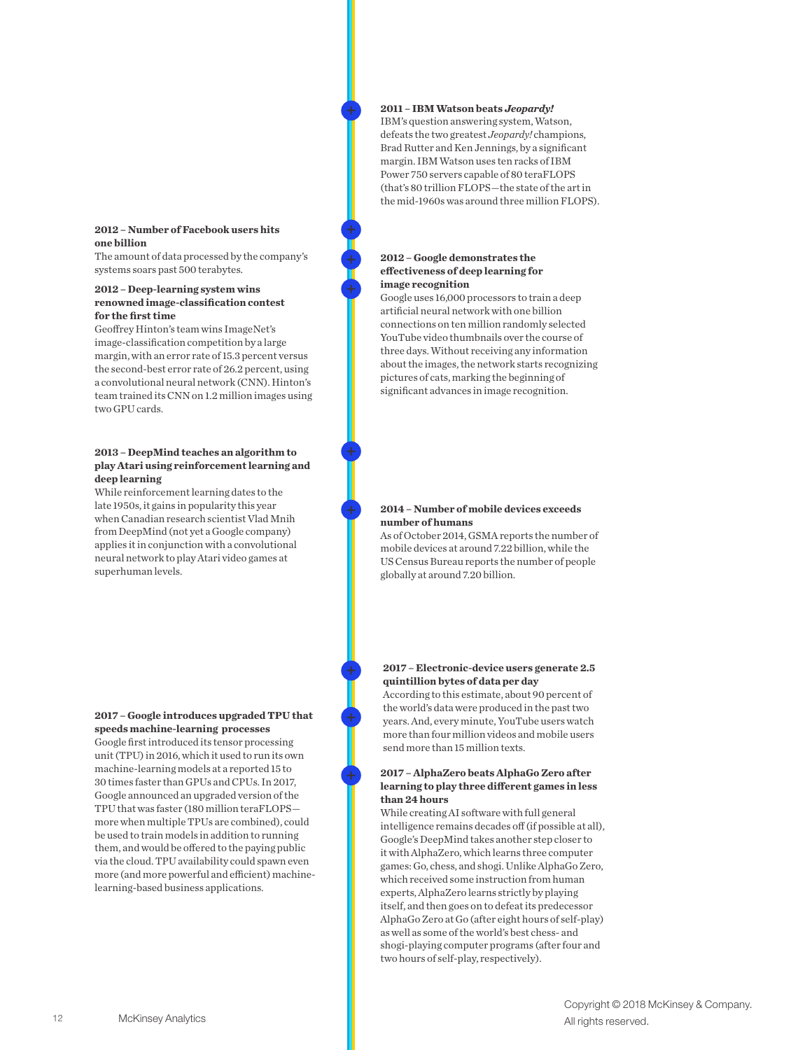**2011 – IBM Watson beats *Jeopardy!***
IBM's question answering system, Watson, defeats the two greatest *Jeopardy!* champions, Brad Rutter and Ken Jennings, by a significant margin. IBM Watson uses ten racks of IBM Power 750 servers capable of 80 teraFLOPS (that's 80 trillion FLOPS—the state of the art in the mid-1960s was around three million FLOPS).

**2012 – Number of Facebook users hits one billion**
The amount of data processed by the company's systems soars past 500 terabytes.

**2012 – Google demonstrates the effectiveness of deep learning for image recognition**
Google uses 16,000 processors to train a deep artificial neural network with one billion connections on ten million randomly selected YouTube video thumbnails over the course of three days. Without receiving any information about the images, the network starts recognizing pictures of cats, marking the beginning of significant advances in image recognition.

**2012 – Deep-learning system wins renowned image-classification contest for the first time**
Geoffrey Hinton's team wins ImageNet's image-classification competition by a large margin, with an error rate of 15.3 percent versus the second-best error rate of 26.2 percent, using a convolutional neural network (CNN). Hinton's team trained its CNN on 1.2 million images using two GPU cards.

**2013 – DeepMind teaches an algorithm to play Atari using reinforcement learning and deep learning**
While reinforcement learning dates to the late 1950s, it gains in popularity this year when Canadian research scientist Vlad Mnih from DeepMind (not yet a Google company) applies it in conjunction with a convolutional neural network to play Atari video games at superhuman levels.

**2014 – Number of mobile devices exceeds number of humans**
As of October 2014, GSMA reports the number of mobile devices at around 7.22 billion, while the US Census Bureau reports the number of people globally at around 7.20 billion.

**2017 – Electronic-device users generate 2.5 quintillion bytes of data per day**
According to this estimate, about 90 percent of the world's data were produced in the past two years. And, every minute, YouTube users watch more than four million videos and mobile users send more than 15 million texts.

**2017 – Google introduces upgraded TPU that speeds machine-learning processes**
Google first introduced its tensor processing unit (TPU) in 2016, which it used to run its own machine-learning models at a reported 15 to 30 times faster than GPUs and CPUs. In 2017, Google announced an upgraded version of the TPU that was faster (180 million teraFLOPS—more when multiple TPUs are combined), could be used to train models in addition to running them, and would be offered to the paying public via the cloud. TPU availability could spawn even more (and more powerful and efficient) machine-learning-based business applications.

**2017 – AlphaZero beats AlphaGo Zero after learning to play three different games in less than 24 hours**
While creating AI software with full general intelligence remains decades off (if possible at all), Google's DeepMind takes another step closer to it with AlphaZero, which learns three computer games: Go, chess, and shogi. Unlike AlphaGo Zero, which received some instruction from human experts, AlphaZero learns strictly by playing itself, and then goes on to defeat its predecessor AlphaGo Zero at Go (after eight hours of self-play) as well as some of the world's best chess- and shogi-playing computer programs (after four and two hours of self-play, respectively).

Copyright © 2018 McKinsey & Company.
All rights reserved.